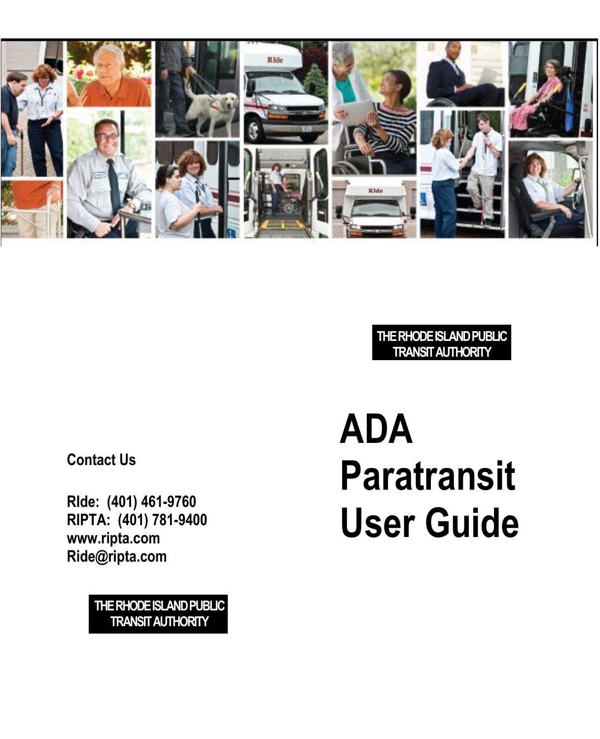THE RHODE ISLAND PUBLIC TRANSIT AUTHORITY

# ADA Paratransit User Guide

**Contact Us**

**RIde: (401) 461-9760**
**RIPTA: (401) 781-9400**
**www.ripta.com**
**Ride@ripta.com**

THE RHODE ISLAND PUBLIC TRANSIT AUTHORITY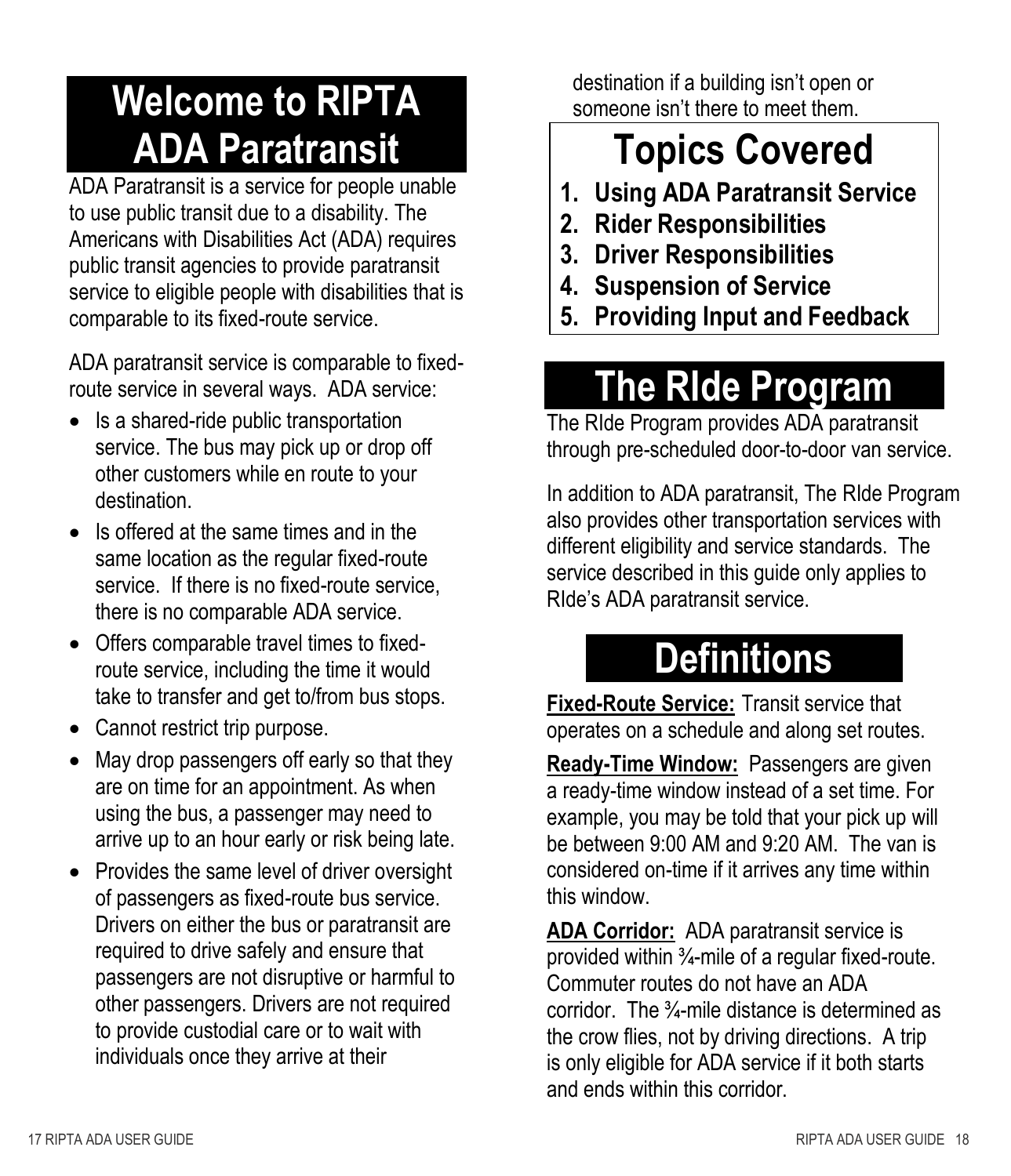# Welcome to RIPTA ADA Paratransit

ADA Paratransit is a service for people unable to use public transit due to a disability. The Americans with Disabilities Act (ADA) requires public transit agencies to provide paratransit service to eligible people with disabilities that is comparable to its fixed-route service.

ADA paratransit service is comparable to fixed-route service in several ways. ADA service:

- Is a shared-ride public transportation service. The bus may pick up or drop off other customers while en route to your destination.
- Is offered at the same times and in the same location as the regular fixed-route service. If there is no fixed-route service, there is no comparable ADA service.
- Offers comparable travel times to fixed-route service, including the time it would take to transfer and get to/from bus stops.
- Cannot restrict trip purpose.
- May drop passengers off early so that they are on time for an appointment. As when using the bus, a passenger may need to arrive up to an hour early or risk being late.
- Provides the same level of driver oversight of passengers as fixed-route bus service. Drivers on either the bus or paratransit are required to drive safely and ensure that passengers are not disruptive or harmful to other passengers. Drivers are not required to provide custodial care or to wait with individuals once they arrive at their destination if a building isn't open or someone isn't there to meet them.

## Topics Covered

1. **Using ADA Paratransit Service**
2. **Rider Responsibilities**
3. **Driver Responsibilities**
4. **Suspension of Service**
5. **Providing Input and Feedback**

# The RIde Program

The RIde Program provides ADA paratransit through pre-scheduled door-to-door van service.

In addition to ADA paratransit, The RIde Program also provides other transportation services with different eligibility and service standards. The service described in this guide only applies to RIde's ADA paratransit service.

# Definitions

**Fixed-Route Service:** Transit service that operates on a schedule and along set routes.

**Ready-Time Window:** Passengers are given a ready-time window instead of a set time. For example, you may be told that your pick up will be between 9:00 AM and 9:20 AM. The van is considered on-time if it arrives any time within this window.

**ADA Corridor:** ADA paratransit service is provided within ¾-mile of a regular fixed-route. Commuter routes do not have an ADA corridor. The ¾-mile distance is determined as the crow flies, not by driving directions. A trip is only eligible for ADA service if it both starts and ends within this corridor.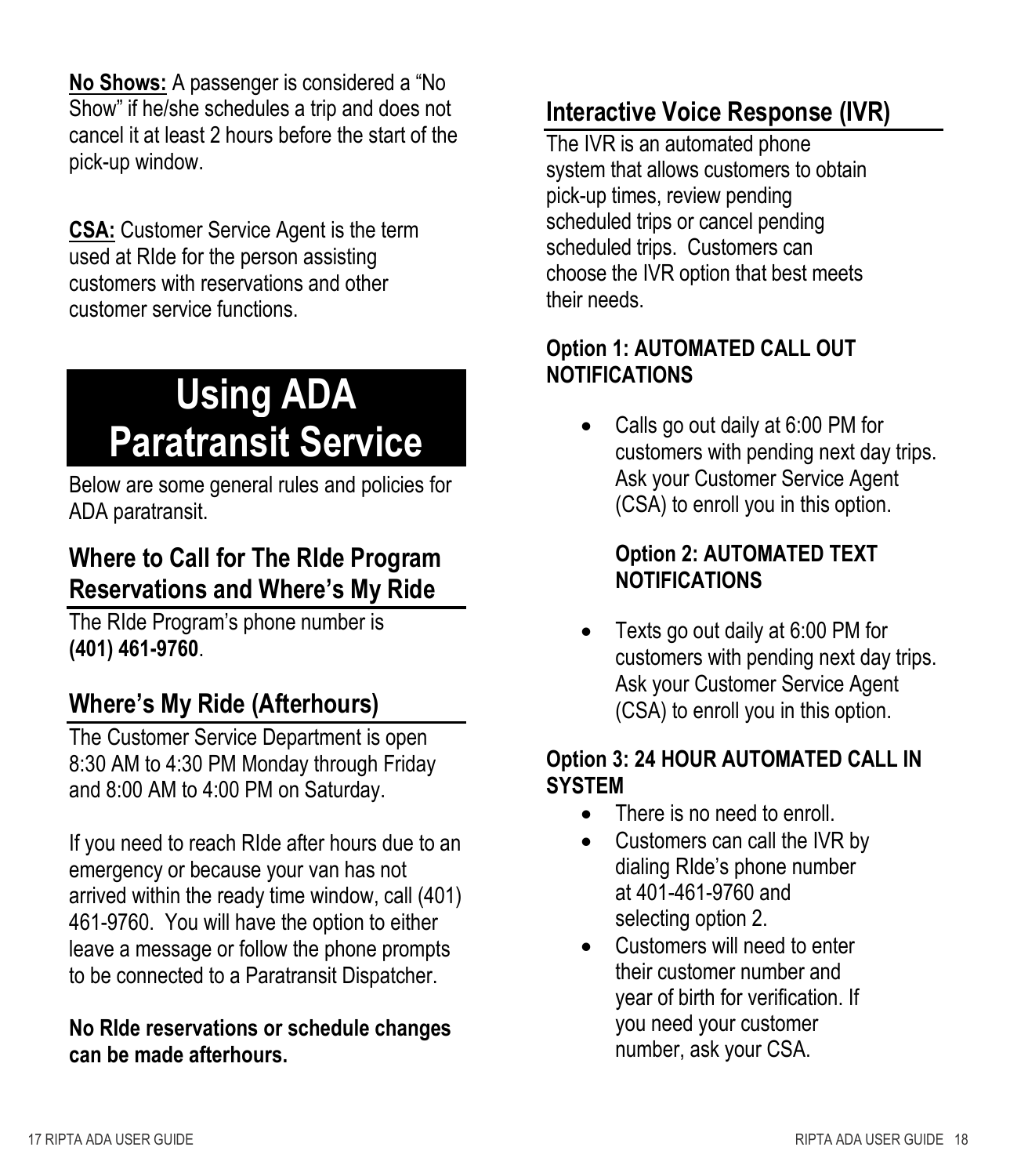**No Shows:** A passenger is considered a "No Show" if he/she schedules a trip and does not cancel it at least 2 hours before the start of the pick-up window.

**CSA:** Customer Service Agent is the term used at RIde for the person assisting customers with reservations and other customer service functions.

# Using ADA Paratransit Service

Below are some general rules and policies for ADA paratransit.

## Where to Call for The RIde Program Reservations and Where's My Ride

The RIde Program's phone number is **(401) 461-9760**.

## Where's My Ride (Afterhours)

The Customer Service Department is open 8:30 AM to 4:30 PM Monday through Friday and 8:00 AM to 4:00 PM on Saturday.

If you need to reach RIde after hours due to an emergency or because your van has not arrived within the ready time window, call (401) 461-9760. You will have the option to either leave a message or follow the phone prompts to be connected to a Paratransit Dispatcher.

**No RIde reservations or schedule changes can be made afterhours.**

## Interactive Voice Response (IVR)

The IVR is an automated phone system that allows customers to obtain pick-up times, review pending scheduled trips or cancel pending scheduled trips. Customers can choose the IVR option that best meets their needs.

### Option 1: AUTOMATED CALL OUT NOTIFICATIONS

- Calls go out daily at 6:00 PM for customers with pending next day trips. Ask your Customer Service Agent (CSA) to enroll you in this option.

### Option 2: AUTOMATED TEXT NOTIFICATIONS

- Texts go out daily at 6:00 PM for customers with pending next day trips. Ask your Customer Service Agent (CSA) to enroll you in this option.

### Option 3: 24 HOUR AUTOMATED CALL IN SYSTEM

- There is no need to enroll.
- Customers can call the IVR by dialing RIde's phone number at 401-461-9760 and selecting option 2.
- Customers will need to enter their customer number and year of birth for verification. If you need your customer number, ask your CSA.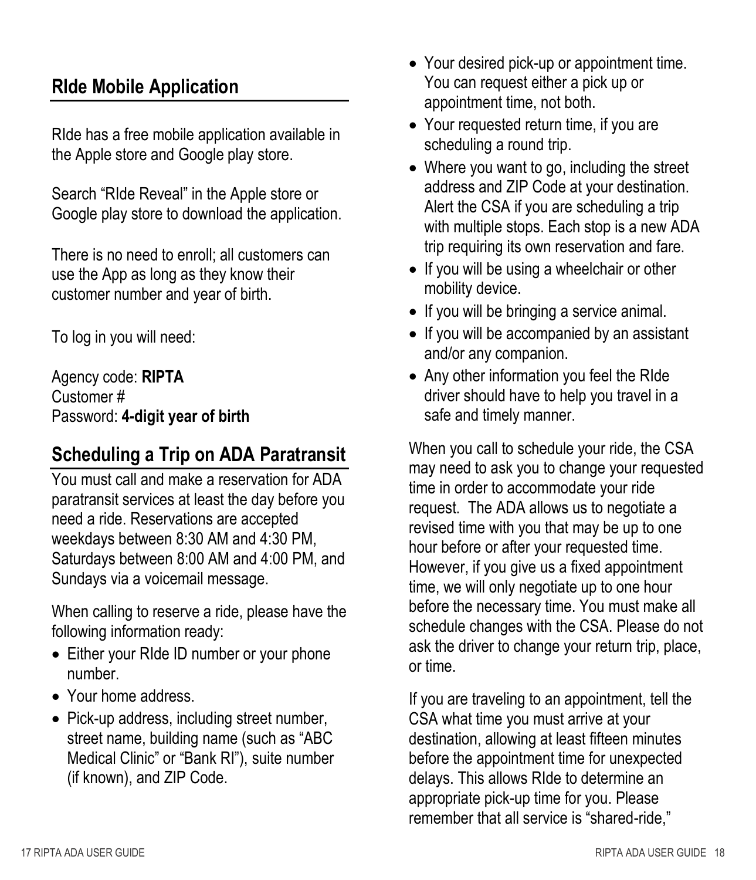## RIde Mobile Application

RIde has a free mobile application available in the Apple store and Google play store.

Search "RIde Reveal" in the Apple store or Google play store to download the application.

There is no need to enroll; all customers can use the App as long as they know their customer number and year of birth.

To log in you will need:

Agency code: **RIPTA**
Customer #
Password: **4-digit year of birth**

## Scheduling a Trip on ADA Paratransit

You must call and make a reservation for ADA paratransit services at least the day before you need a ride. Reservations are accepted weekdays between 8:30 AM and 4:30 PM, Saturdays between 8:00 AM and 4:00 PM, and Sundays via a voicemail message.

When calling to reserve a ride, please have the following information ready:

- Either your RIde ID number or your phone number.
- Your home address.
- Pick-up address, including street number, street name, building name (such as "ABC Medical Clinic" or "Bank RI"), suite number (if known), and ZIP Code.
- Your desired pick-up or appointment time. You can request either a pick up or appointment time, not both.
- Your requested return time, if you are scheduling a round trip.
- Where you want to go, including the street address and ZIP Code at your destination. Alert the CSA if you are scheduling a trip with multiple stops. Each stop is a new ADA trip requiring its own reservation and fare.
- If you will be using a wheelchair or other mobility device.
- If you will be bringing a service animal.
- If you will be accompanied by an assistant and/or any companion.
- Any other information you feel the RIde driver should have to help you travel in a safe and timely manner.

When you call to schedule your ride, the CSA may need to ask you to change your requested time in order to accommodate your ride request. The ADA allows us to negotiate a revised time with you that may be up to one hour before or after your requested time. However, if you give us a fixed appointment time, we will only negotiate up to one hour before the necessary time. You must make all schedule changes with the CSA. Please do not ask the driver to change your return trip, place, or time.

If you are traveling to an appointment, tell the CSA what time you must arrive at your destination, allowing at least fifteen minutes before the appointment time for unexpected delays. This allows RIde to determine an appropriate pick-up time for you. Please remember that all service is "shared-ride,"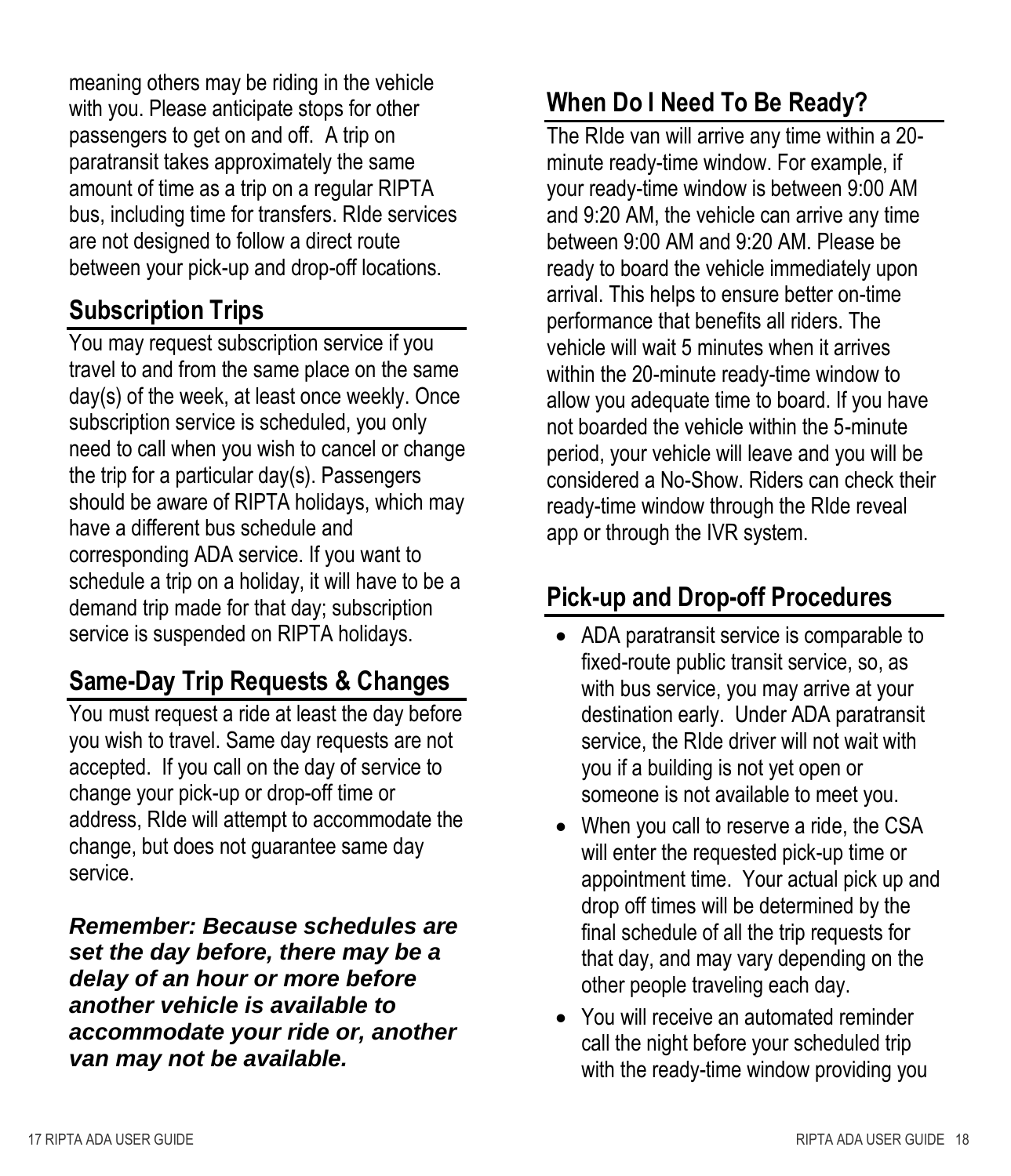meaning others may be riding in the vehicle with you. Please anticipate stops for other passengers to get on and off. A trip on paratransit takes approximately the same amount of time as a trip on a regular RIPTA bus, including time for transfers. RIde services are not designed to follow a direct route between your pick-up and drop-off locations.

## Subscription Trips

You may request subscription service if you travel to and from the same place on the same day(s) of the week, at least once weekly. Once subscription service is scheduled, you only need to call when you wish to cancel or change the trip for a particular day(s). Passengers should be aware of RIPTA holidays, which may have a different bus schedule and corresponding ADA service. If you want to schedule a trip on a holiday, it will have to be a demand trip made for that day; subscription service is suspended on RIPTA holidays.

## Same-Day Trip Requests & Changes

You must request a ride at least the day before you wish to travel. Same day requests are not accepted. If you call on the day of service to change your pick-up or drop-off time or address, RIde will attempt to accommodate the change, but does not guarantee same day service.

***Remember: Because schedules are set the day before, there may be a delay of an hour or more before another vehicle is available to accommodate your ride or, another van may not be available.***

## When Do I Need To Be Ready?

The RIde van will arrive any time within a 20-minute ready-time window. For example, if your ready-time window is between 9:00 AM and 9:20 AM, the vehicle can arrive any time between 9:00 AM and 9:20 AM. Please be ready to board the vehicle immediately upon arrival. This helps to ensure better on-time performance that benefits all riders. The vehicle will wait 5 minutes when it arrives within the 20-minute ready-time window to allow you adequate time to board. If you have not boarded the vehicle within the 5-minute period, your vehicle will leave and you will be considered a No-Show. Riders can check their ready-time window through the RIde reveal app or through the IVR system.

## Pick-up and Drop-off Procedures

- ADA paratransit service is comparable to fixed-route public transit service, so, as with bus service, you may arrive at your destination early. Under ADA paratransit service, the RIde driver will not wait with you if a building is not yet open or someone is not available to meet you.
- When you call to reserve a ride, the CSA will enter the requested pick-up time or appointment time. Your actual pick up and drop off times will be determined by the final schedule of all the trip requests for that day, and may vary depending on the other people traveling each day.
- You will receive an automated reminder call the night before your scheduled trip with the ready-time window providing you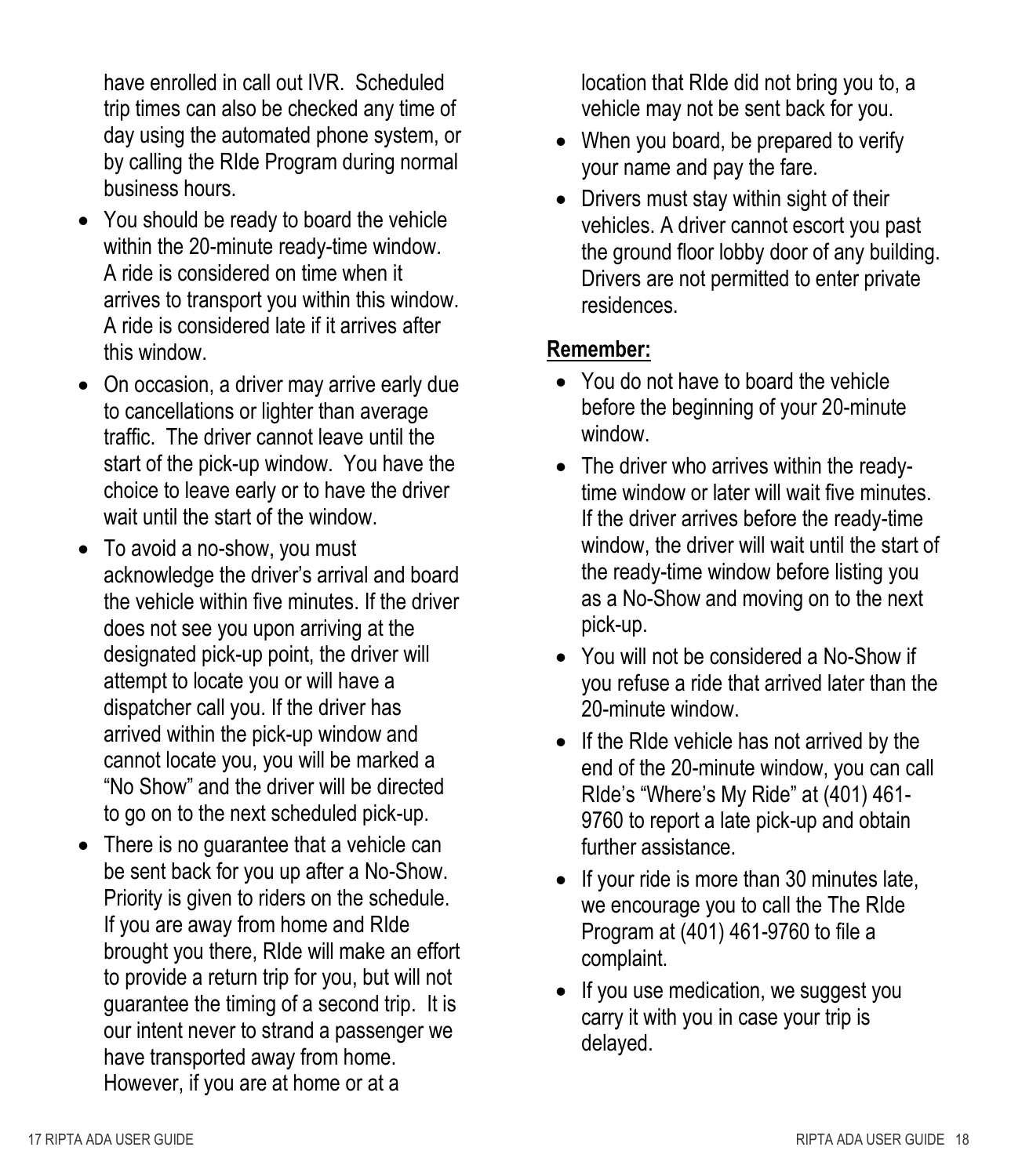have enrolled in call out IVR. Scheduled trip times can also be checked any time of day using the automated phone system, or by calling the RIde Program during normal business hours.

- You should be ready to board the vehicle within the 20-minute ready-time window. A ride is considered on time when it arrives to transport you within this window. A ride is considered late if it arrives after this window.
- On occasion, a driver may arrive early due to cancellations or lighter than average traffic. The driver cannot leave until the start of the pick-up window. You have the choice to leave early or to have the driver wait until the start of the window.
- To avoid a no-show, you must acknowledge the driver's arrival and board the vehicle within five minutes. If the driver does not see you upon arriving at the designated pick-up point, the driver will attempt to locate you or will have a dispatcher call you. If the driver has arrived within the pick-up window and cannot locate you, you will be marked a "No Show" and the driver will be directed to go on to the next scheduled pick-up.
- There is no guarantee that a vehicle can be sent back for you up after a No-Show. Priority is given to riders on the schedule. If you are away from home and RIde brought you there, RIde will make an effort to provide a return trip for you, but will not guarantee the timing of a second trip. It is our intent never to strand a passenger we have transported away from home. However, if you are at home or at a location that RIde did not bring you to, a vehicle may not be sent back for you.
- When you board, be prepared to verify your name and pay the fare.
- Drivers must stay within sight of their vehicles. A driver cannot escort you past the ground floor lobby door of any building. Drivers are not permitted to enter private residences.

**Remember:**

- You do not have to board the vehicle before the beginning of your 20-minute window.
- The driver who arrives within the ready-time window or later will wait five minutes. If the driver arrives before the ready-time window, the driver will wait until the start of the ready-time window before listing you as a No-Show and moving on to the next pick-up.
- You will not be considered a No-Show if you refuse a ride that arrived later than the 20-minute window.
- If the RIde vehicle has not arrived by the end of the 20-minute window, you can call RIde's "Where's My Ride" at (401) 461-9760 to report a late pick-up and obtain further assistance.
- If your ride is more than 30 minutes late, we encourage you to call the The RIde Program at (401) 461-9760 to file a complaint.
- If you use medication, we suggest you carry it with you in case your trip is delayed.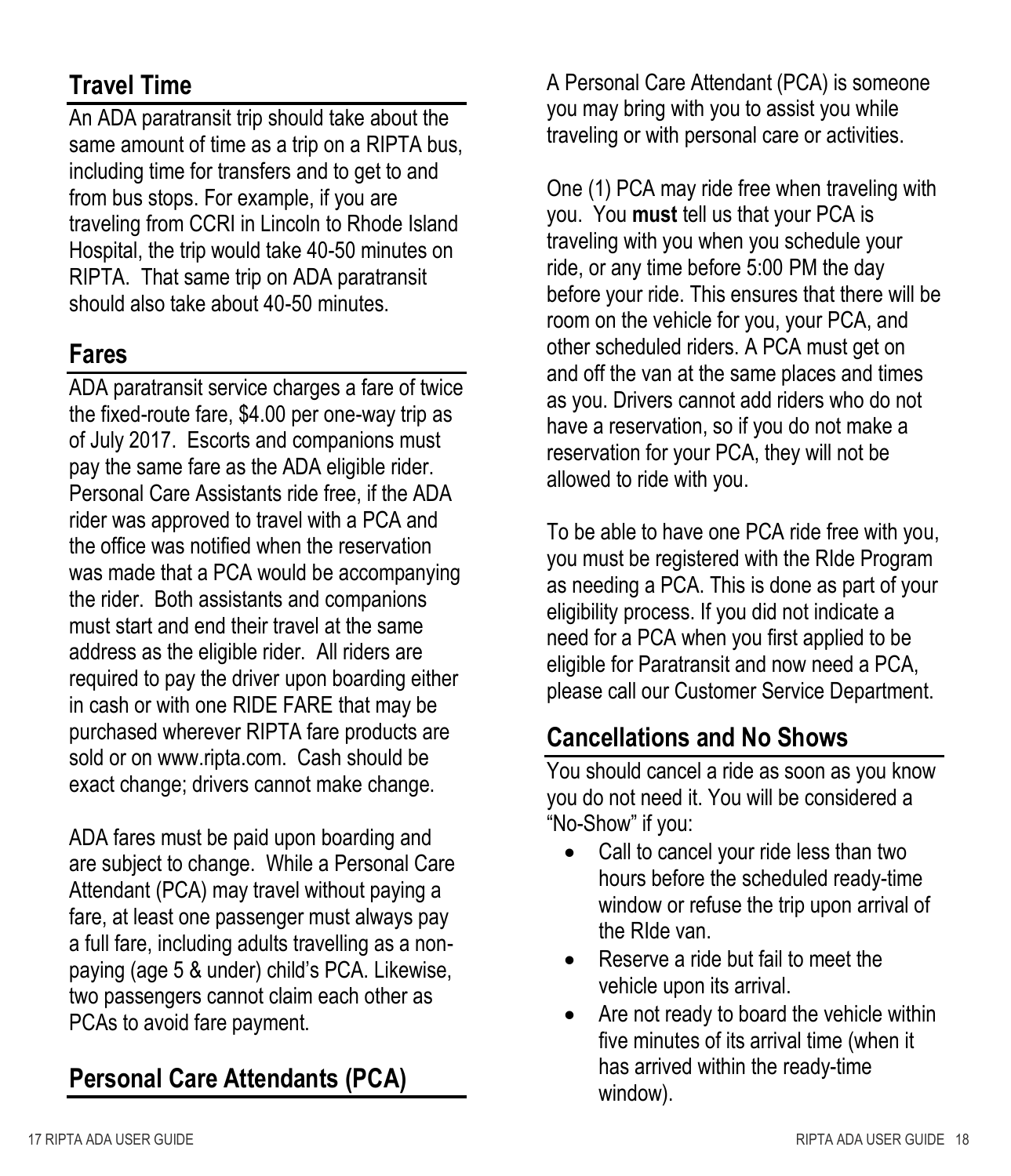## Travel Time

An ADA paratransit trip should take about the same amount of time as a trip on a RIPTA bus, including time for transfers and to get to and from bus stops. For example, if you are traveling from CCRI in Lincoln to Rhode Island Hospital, the trip would take 40-50 minutes on RIPTA. That same trip on ADA paratransit should also take about 40-50 minutes.

## Fares

ADA paratransit service charges a fare of twice the fixed-route fare, $4.00 per one-way trip as of July 2017. Escorts and companions must pay the same fare as the ADA eligible rider. Personal Care Assistants ride free, if the ADA rider was approved to travel with a PCA and the office was notified when the reservation was made that a PCA would be accompanying the rider. Both assistants and companions must start and end their travel at the same address as the eligible rider. All riders are required to pay the driver upon boarding either in cash or with one RIDE FARE that may be purchased wherever RIPTA fare products are sold or on www.ripta.com. Cash should be exact change; drivers cannot make change.

ADA fares must be paid upon boarding and are subject to change. While a Personal Care Attendant (PCA) may travel without paying a fare, at least one passenger must always pay a full fare, including adults travelling as a non-paying (age 5 & under) child's PCA. Likewise, two passengers cannot claim each other as PCAs to avoid fare payment.

## Personal Care Attendants (PCA)

A Personal Care Attendant (PCA) is someone you may bring with you to assist you while traveling or with personal care or activities.

One (1) PCA may ride free when traveling with you. You **must** tell us that your PCA is traveling with you when you schedule your ride, or any time before 5:00 PM the day before your ride. This ensures that there will be room on the vehicle for you, your PCA, and other scheduled riders. A PCA must get on and off the van at the same places and times as you. Drivers cannot add riders who do not have a reservation, so if you do not make a reservation for your PCA, they will not be allowed to ride with you.

To be able to have one PCA ride free with you, you must be registered with the RIde Program as needing a PCA. This is done as part of your eligibility process. If you did not indicate a need for a PCA when you first applied to be eligible for Paratransit and now need a PCA, please call our Customer Service Department.

## Cancellations and No Shows

You should cancel a ride as soon as you know you do not need it. You will be considered a "No-Show" if you:

- Call to cancel your ride less than two hours before the scheduled ready-time window or refuse the trip upon arrival of the RIde van.
- Reserve a ride but fail to meet the vehicle upon its arrival.
- Are not ready to board the vehicle within five minutes of its arrival time (when it has arrived within the ready-time window).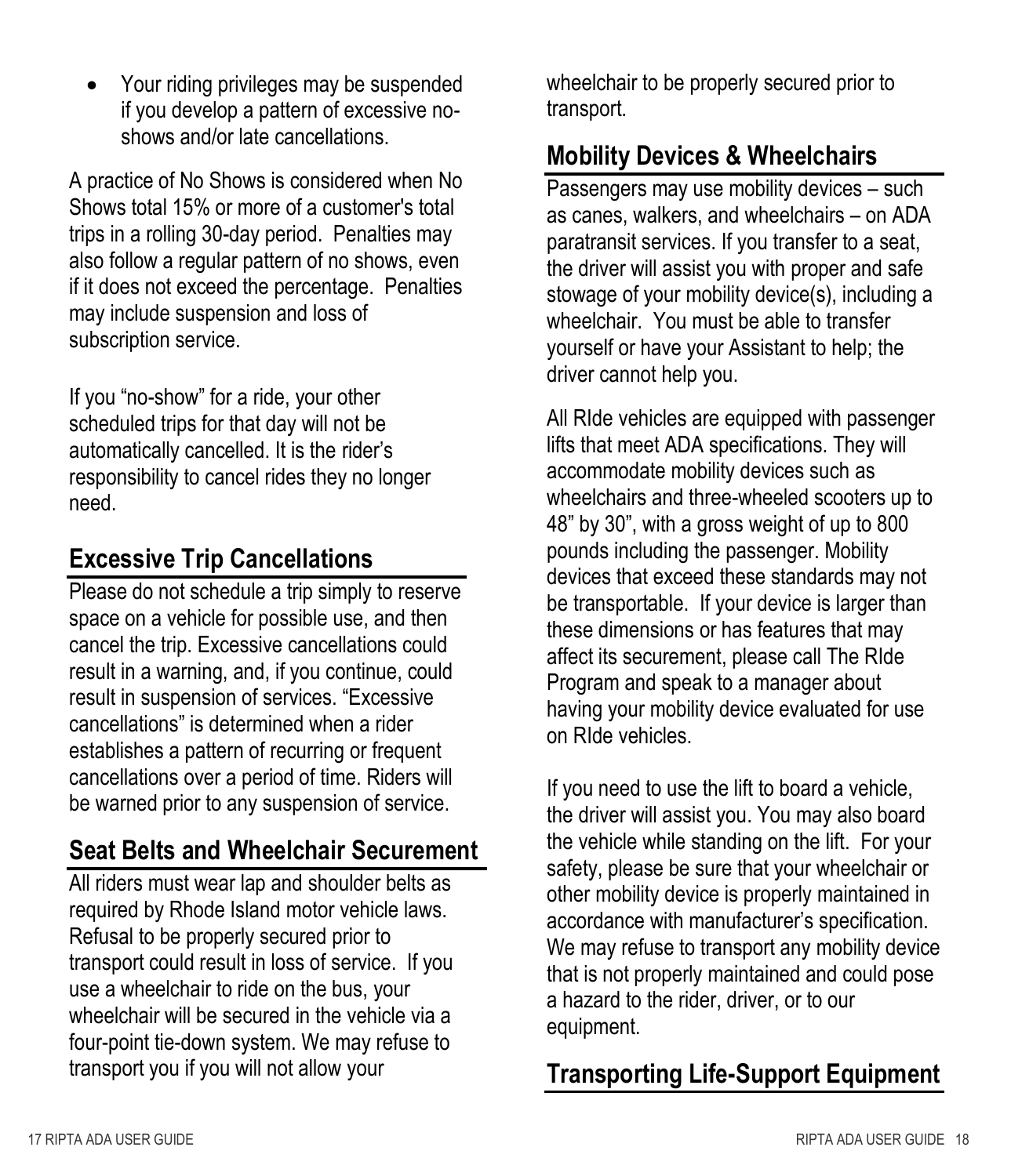- Your riding privileges may be suspended if you develop a pattern of excessive no-shows and/or late cancellations.

A practice of No Shows is considered when No Shows total 15% or more of a customer's total trips in a rolling 30-day period. Penalties may also follow a regular pattern of no shows, even if it does not exceed the percentage. Penalties may include suspension and loss of subscription service.

If you "no-show" for a ride, your other scheduled trips for that day will not be automatically cancelled. It is the rider's responsibility to cancel rides they no longer need.

## Excessive Trip Cancellations

Please do not schedule a trip simply to reserve space on a vehicle for possible use, and then cancel the trip. Excessive cancellations could result in a warning, and, if you continue, could result in suspension of services. "Excessive cancellations" is determined when a rider establishes a pattern of recurring or frequent cancellations over a period of time. Riders will be warned prior to any suspension of service.

## Seat Belts and Wheelchair Securement

All riders must wear lap and shoulder belts as required by Rhode Island motor vehicle laws. Refusal to be properly secured prior to transport could result in loss of service. If you use a wheelchair to ride on the bus, your wheelchair will be secured in the vehicle via a four-point tie-down system. We may refuse to transport you if you will not allow your wheelchair to be properly secured prior to transport.

## Mobility Devices & Wheelchairs

Passengers may use mobility devices – such as canes, walkers, and wheelchairs – on ADA paratransit services. If you transfer to a seat, the driver will assist you with proper and safe stowage of your mobility device(s), including a wheelchair. You must be able to transfer yourself or have your Assistant to help; the driver cannot help you.

All RIde vehicles are equipped with passenger lifts that meet ADA specifications. They will accommodate mobility devices such as wheelchairs and three-wheeled scooters up to 48" by 30", with a gross weight of up to 800 pounds including the passenger. Mobility devices that exceed these standards may not be transportable. If your device is larger than these dimensions or has features that may affect its securement, please call The RIde Program and speak to a manager about having your mobility device evaluated for use on RIde vehicles.

If you need to use the lift to board a vehicle, the driver will assist you. You may also board the vehicle while standing on the lift. For your safety, please be sure that your wheelchair or other mobility device is properly maintained in accordance with manufacturer's specification. We may refuse to transport any mobility device that is not properly maintained and could pose a hazard to the rider, driver, or to our equipment.

## Transporting Life-Support Equipment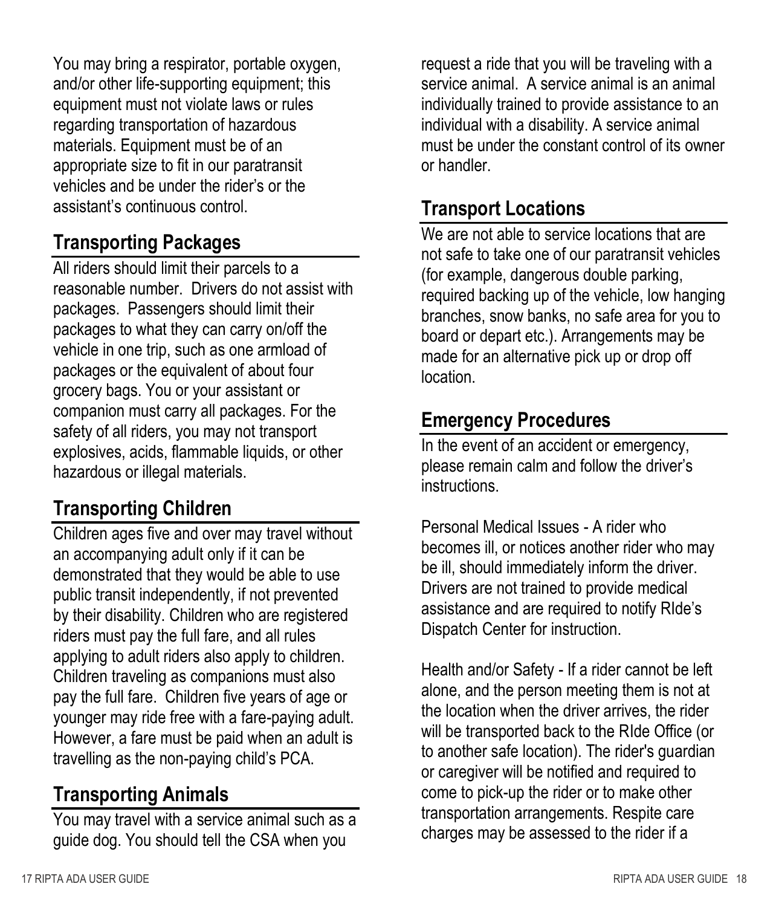You may bring a respirator, portable oxygen, and/or other life-supporting equipment; this equipment must not violate laws or rules regarding transportation of hazardous materials. Equipment must be of an appropriate size to fit in our paratransit vehicles and be under the rider's or the assistant's continuous control.

## Transporting Packages

All riders should limit their parcels to a reasonable number. Drivers do not assist with packages. Passengers should limit their packages to what they can carry on/off the vehicle in one trip, such as one armload of packages or the equivalent of about four grocery bags. You or your assistant or companion must carry all packages. For the safety of all riders, you may not transport explosives, acids, flammable liquids, or other hazardous or illegal materials.

## Transporting Children

Children ages five and over may travel without an accompanying adult only if it can be demonstrated that they would be able to use public transit independently, if not prevented by their disability. Children who are registered riders must pay the full fare, and all rules applying to adult riders also apply to children. Children traveling as companions must also pay the full fare. Children five years of age or younger may ride free with a fare-paying adult. However, a fare must be paid when an adult is travelling as the non-paying child's PCA.

## Transporting Animals

You may travel with a service animal such as a guide dog. You should tell the CSA when you request a ride that you will be traveling with a service animal. A service animal is an animal individually trained to provide assistance to an individual with a disability. A service animal must be under the constant control of its owner or handler.

## Transport Locations

We are not able to service locations that are not safe to take one of our paratransit vehicles (for example, dangerous double parking, required backing up of the vehicle, low hanging branches, snow banks, no safe area for you to board or depart etc.). Arrangements may be made for an alternative pick up or drop off location.

## Emergency Procedures

In the event of an accident or emergency, please remain calm and follow the driver's instructions.

Personal Medical Issues - A rider who becomes ill, or notices another rider who may be ill, should immediately inform the driver. Drivers are not trained to provide medical assistance and are required to notify RIde's Dispatch Center for instruction.

Health and/or Safety - If a rider cannot be left alone, and the person meeting them is not at the location when the driver arrives, the rider will be transported back to the RIde Office (or to another safe location). The rider's guardian or caregiver will be notified and required to come to pick-up the rider or to make other transportation arrangements. Respite care charges may be assessed to the rider if a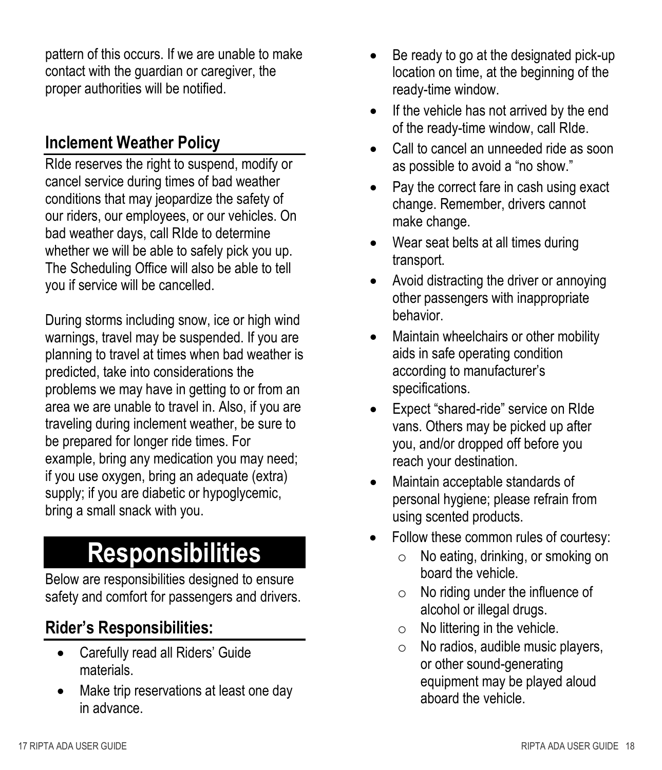pattern of this occurs. If we are unable to make contact with the guardian or caregiver, the proper authorities will be notified.

## Inclement Weather Policy

RIde reserves the right to suspend, modify or cancel service during times of bad weather conditions that may jeopardize the safety of our riders, our employees, or our vehicles. On bad weather days, call RIde to determine whether we will be able to safely pick you up. The Scheduling Office will also be able to tell you if service will be cancelled.

During storms including snow, ice or high wind warnings, travel may be suspended. If you are planning to travel at times when bad weather is predicted, take into considerations the problems we may have in getting to or from an area we are unable to travel in. Also, if you are traveling during inclement weather, be sure to be prepared for longer ride times. For example, bring any medication you may need; if you use oxygen, bring an adequate (extra) supply; if you are diabetic or hypoglycemic, bring a small snack with you.

# Responsibilities

Below are responsibilities designed to ensure safety and comfort for passengers and drivers.

## Rider's Responsibilities:

- Carefully read all Riders' Guide materials.
- Make trip reservations at least one day in advance.
- Be ready to go at the designated pick-up location on time, at the beginning of the ready-time window.
- If the vehicle has not arrived by the end of the ready-time window, call RIde.
- Call to cancel an unneeded ride as soon as possible to avoid a "no show."
- Pay the correct fare in cash using exact change. Remember, drivers cannot make change.
- Wear seat belts at all times during transport.
- Avoid distracting the driver or annoying other passengers with inappropriate behavior.
- Maintain wheelchairs or other mobility aids in safe operating condition according to manufacturer's specifications.
- Expect "shared-ride" service on RIde vans. Others may be picked up after you, and/or dropped off before you reach your destination.
- Maintain acceptable standards of personal hygiene; please refrain from using scented products.
- Follow these common rules of courtesy:
  - No eating, drinking, or smoking on board the vehicle.
  - No riding under the influence of alcohol or illegal drugs.
  - No littering in the vehicle.
  - No radios, audible music players, or other sound-generating equipment may be played aloud aboard the vehicle.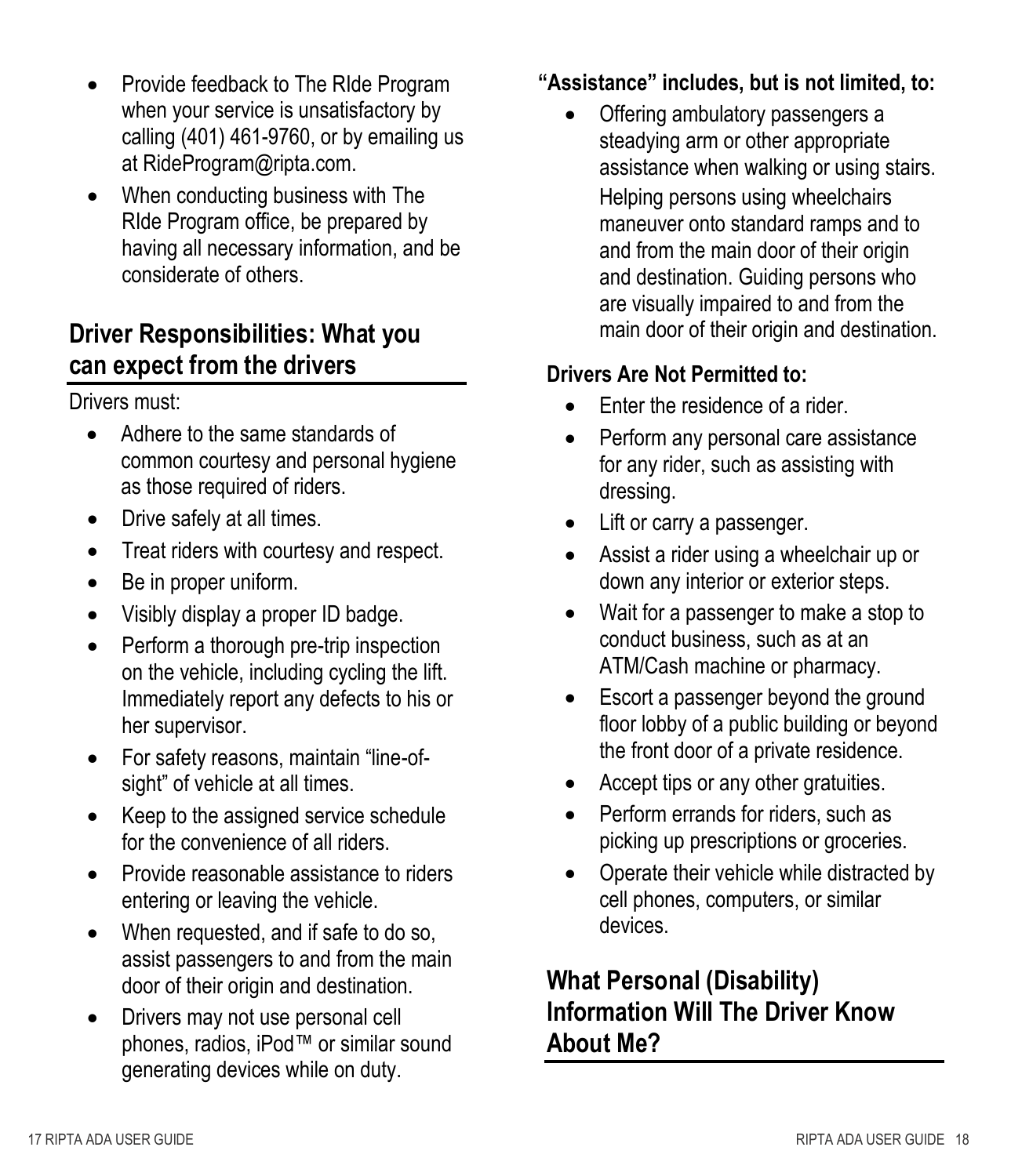- Provide feedback to The RIde Program when your service is unsatisfactory by calling (401) 461-9760, or by emailing us at RideProgram@ripta.com.
- When conducting business with The RIde Program office, be prepared by having all necessary information, and be considerate of others.

## Driver Responsibilities: What you can expect from the drivers

Drivers must:

- Adhere to the same standards of common courtesy and personal hygiene as those required of riders.
- Drive safely at all times.
- Treat riders with courtesy and respect.
- Be in proper uniform.
- Visibly display a proper ID badge.
- Perform a thorough pre-trip inspection on the vehicle, including cycling the lift. Immediately report any defects to his or her supervisor.
- For safety reasons, maintain "line-of-sight" of vehicle at all times.
- Keep to the assigned service schedule for the convenience of all riders.
- Provide reasonable assistance to riders entering or leaving the vehicle.
- When requested, and if safe to do so, assist passengers to and from the main door of their origin and destination.
- Drivers may not use personal cell phones, radios, iPod™ or similar sound generating devices while on duty.

**"Assistance" includes, but is not limited, to:**

- Offering ambulatory passengers a steadying arm or other appropriate assistance when walking or using stairs. Helping persons using wheelchairs maneuver onto standard ramps and to and from the main door of their origin and destination. Guiding persons who are visually impaired to and from the main door of their origin and destination.

**Drivers Are Not Permitted to:**

- Enter the residence of a rider.
- Perform any personal care assistance for any rider, such as assisting with dressing.
- Lift or carry a passenger.
- Assist a rider using a wheelchair up or down any interior or exterior steps.
- Wait for a passenger to make a stop to conduct business, such as at an ATM/Cash machine or pharmacy.
- Escort a passenger beyond the ground floor lobby of a public building or beyond the front door of a private residence.
- Accept tips or any other gratuities.
- Perform errands for riders, such as picking up prescriptions or groceries.
- Operate their vehicle while distracted by cell phones, computers, or similar devices.

## What Personal (Disability) Information Will The Driver Know About Me?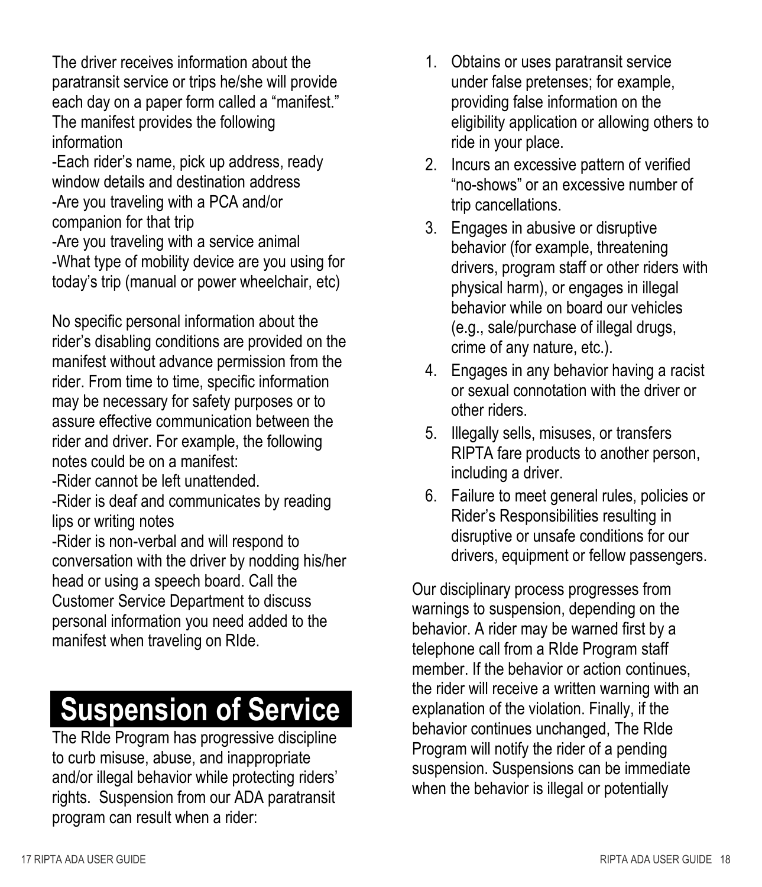The driver receives information about the paratransit service or trips he/she will provide each day on a paper form called a "manifest." The manifest provides the following information

-Each rider's name, pick up address, ready window details and destination address
-Are you traveling with a PCA and/or companion for that trip
-Are you traveling with a service animal
-What type of mobility device are you using for today's trip (manual or power wheelchair, etc)

No specific personal information about the rider's disabling conditions are provided on the manifest without advance permission from the rider. From time to time, specific information may be necessary for safety purposes or to assure effective communication between the rider and driver. For example, the following notes could be on a manifest:

-Rider cannot be left unattended.
-Rider is deaf and communicates by reading lips or writing notes
-Rider is non-verbal and will respond to conversation with the driver by nodding his/her head or using a speech board. Call the Customer Service Department to discuss personal information you need added to the manifest when traveling on RIde.

# Suspension of Service

The RIde Program has progressive discipline to curb misuse, abuse, and inappropriate and/or illegal behavior while protecting riders' rights. Suspension from our ADA paratransit program can result when a rider:

1. Obtains or uses paratransit service under false pretenses; for example, providing false information on the eligibility application or allowing others to ride in your place.
2. Incurs an excessive pattern of verified "no-shows" or an excessive number of trip cancellations.
3. Engages in abusive or disruptive behavior (for example, threatening drivers, program staff or other riders with physical harm), or engages in illegal behavior while on board our vehicles (e.g., sale/purchase of illegal drugs, crime of any nature, etc.).
4. Engages in any behavior having a racist or sexual connotation with the driver or other riders.
5. Illegally sells, misuses, or transfers RIPTA fare products to another person, including a driver.
6. Failure to meet general rules, policies or Rider's Responsibilities resulting in disruptive or unsafe conditions for our drivers, equipment or fellow passengers.

Our disciplinary process progresses from warnings to suspension, depending on the behavior. A rider may be warned first by a telephone call from a RIde Program staff member. If the behavior or action continues, the rider will receive a written warning with an explanation of the violation. Finally, if the behavior continues unchanged, The RIde Program will notify the rider of a pending suspension. Suspensions can be immediate when the behavior is illegal or potentially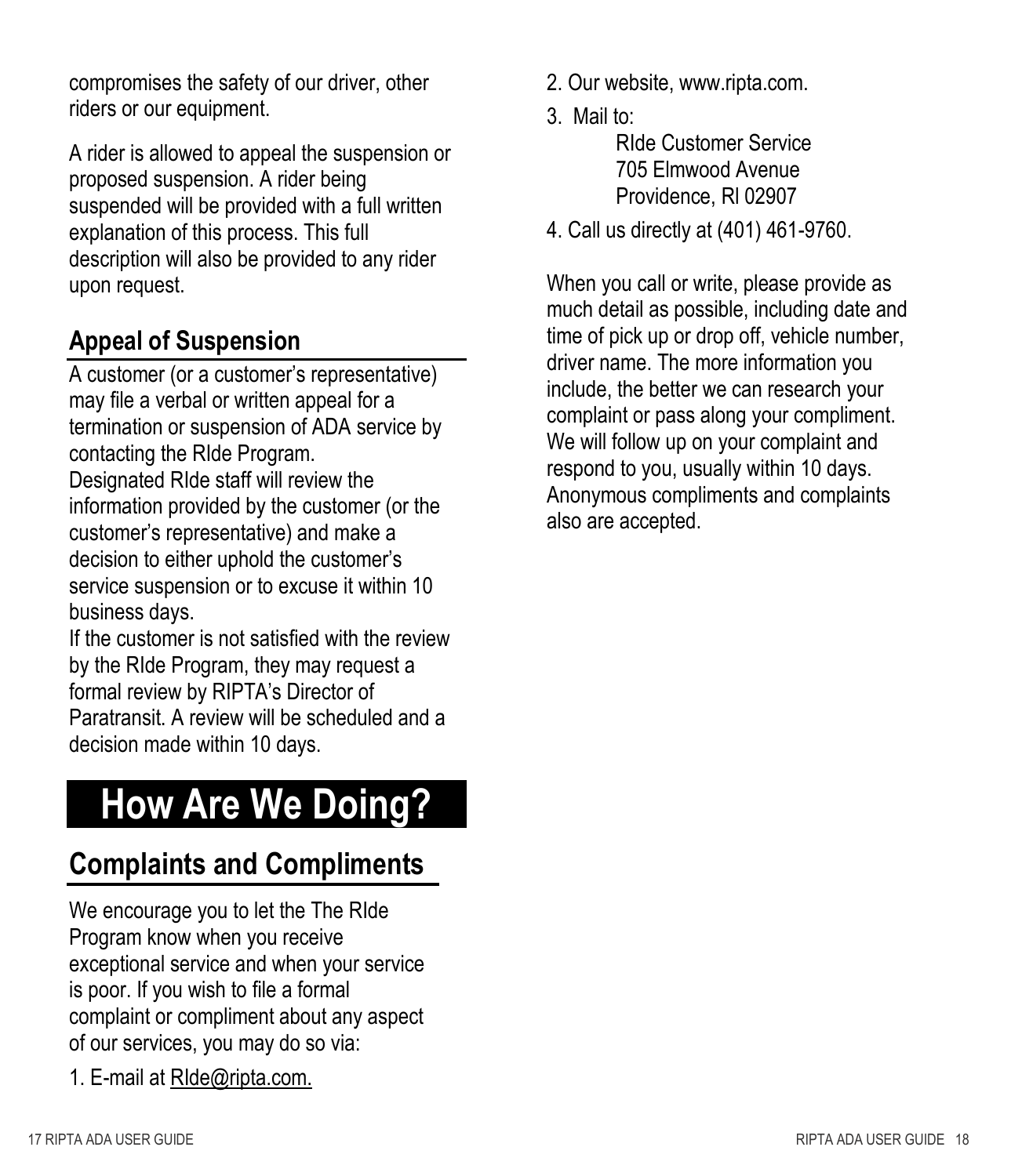compromises the safety of our driver, other riders or our equipment.

A rider is allowed to appeal the suspension or proposed suspension. A rider being suspended will be provided with a full written explanation of this process. This full description will also be provided to any rider upon request.

## Appeal of Suspension

A customer (or a customer's representative) may file a verbal or written appeal for a termination or suspension of ADA service by contacting the RIde Program.

Designated RIde staff will review the information provided by the customer (or the customer's representative) and make a decision to either uphold the customer's service suspension or to excuse it within 10 business days.

If the customer is not satisfied with the review by the RIde Program, they may request a formal review by RIPTA's Director of Paratransit. A review will be scheduled and a decision made within 10 days.

# How Are We Doing?

## Complaints and Compliments

We encourage you to let the The RIde Program know when you receive exceptional service and when your service is poor. If you wish to file a formal complaint or compliment about any aspect of our services, you may do so via:

1. E-mail at RIde@ripta.com.
2. Our website, www.ripta.com.
3. Mail to:
   RIde Customer Service
   705 Elmwood Avenue
   Providence, RI 02907
4. Call us directly at (401) 461-9760.

When you call or write, please provide as much detail as possible, including date and time of pick up or drop off, vehicle number, driver name. The more information you include, the better we can research your complaint or pass along your compliment. We will follow up on your complaint and respond to you, usually within 10 days. Anonymous compliments and complaints also are accepted.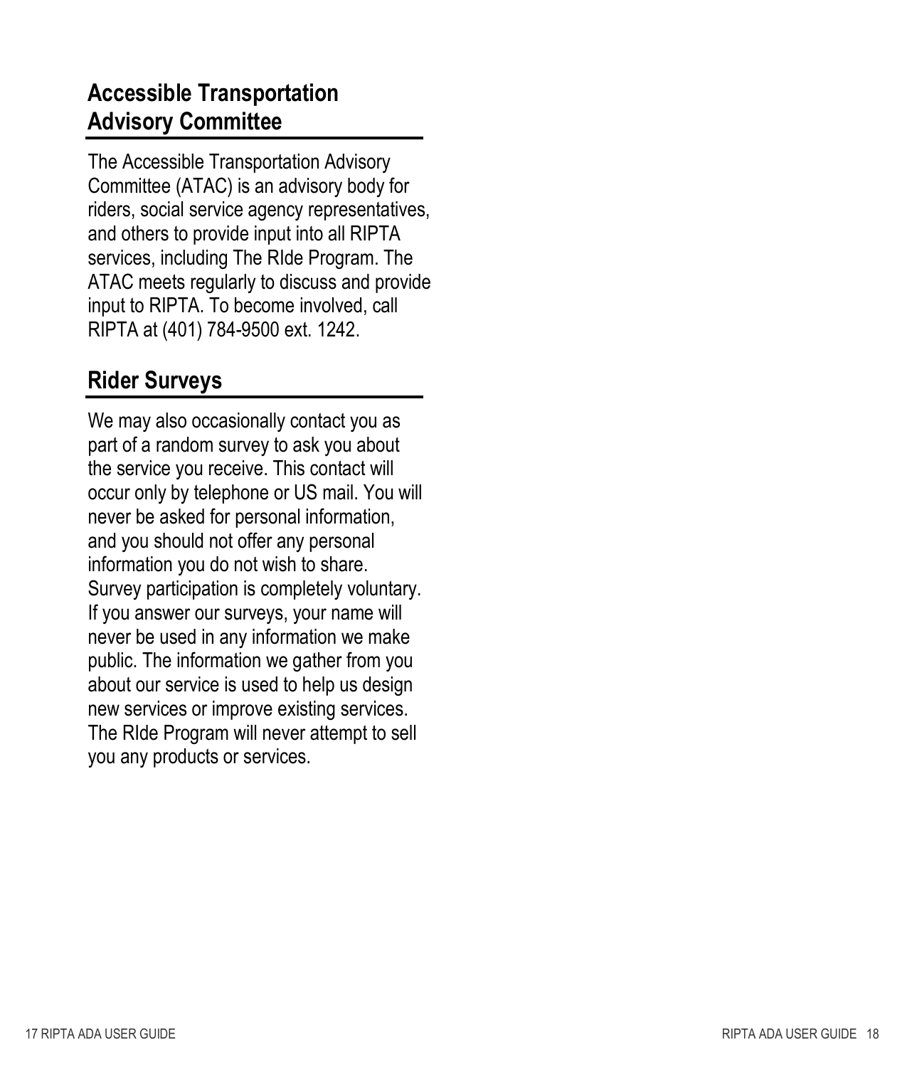## Accessible Transportation Advisory Committee

The Accessible Transportation Advisory Committee (ATAC) is an advisory body for riders, social service agency representatives, and others to provide input into all RIPTA services, including The RIde Program. The ATAC meets regularly to discuss and provide input to RIPTA. To become involved, call RIPTA at (401) 784-9500 ext. 1242.

## Rider Surveys

We may also occasionally contact you as part of a random survey to ask you about the service you receive. This contact will occur only by telephone or US mail. You will never be asked for personal information, and you should not offer any personal information you do not wish to share. Survey participation is completely voluntary. If you answer our surveys, your name will never be used in any information we make public. The information we gather from you about our service is used to help us design new services or improve existing services. The RIde Program will never attempt to sell you any products or services.